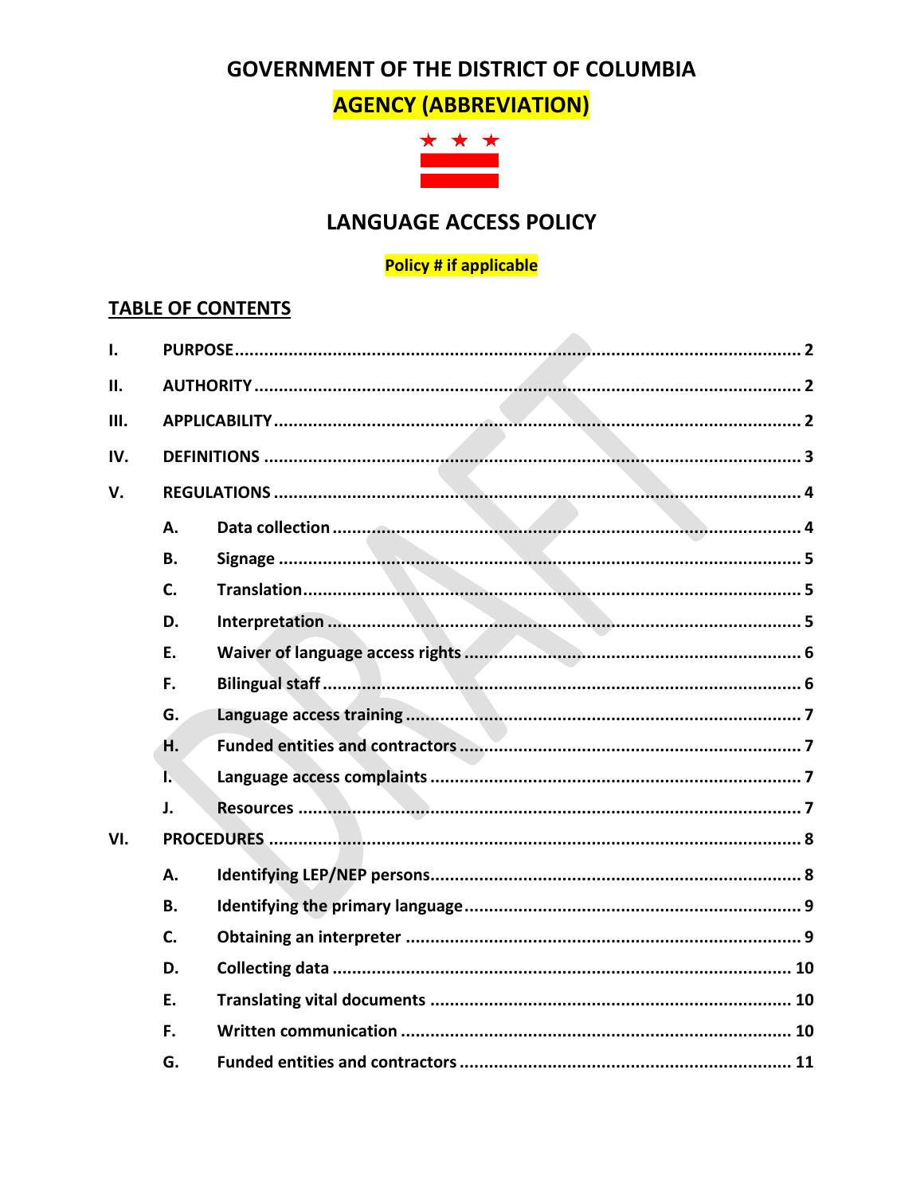# GOVERNMENT OF THE DISTRICT OF COLUMBIA

## AGENCY (ABBREVIATION)

## LANGUAGE ACCESS POLICY

**Policy # if applicable**

## TABLE OF CONTENTS

I. PURPOSE ..... 2

II. AUTHORITY ..... 2

III. APPLICABILITY ..... 2

IV. DEFINITIONS ..... 3

V. REGULATIONS ..... 4

- A. Data collection ..... 4
- B. Signage ..... 5
- C. Translation ..... 5
- D. Interpretation ..... 5
- E. Waiver of language access rights ..... 6
- F. Bilingual staff ..... 6
- G. Language access training ..... 7
- H. Funded entities and contractors ..... 7
- I. Language access complaints ..... 7
- J. Resources ..... 7

VI. PROCEDURES ..... 8

- A. Identifying LEP/NEP persons ..... 8
- B. Identifying the primary language ..... 9
- C. Obtaining an interpreter ..... 9
- D. Collecting data ..... 10
- E. Translating vital documents ..... 10
- F. Written communication ..... 10
- G. Funded entities and contractors ..... 11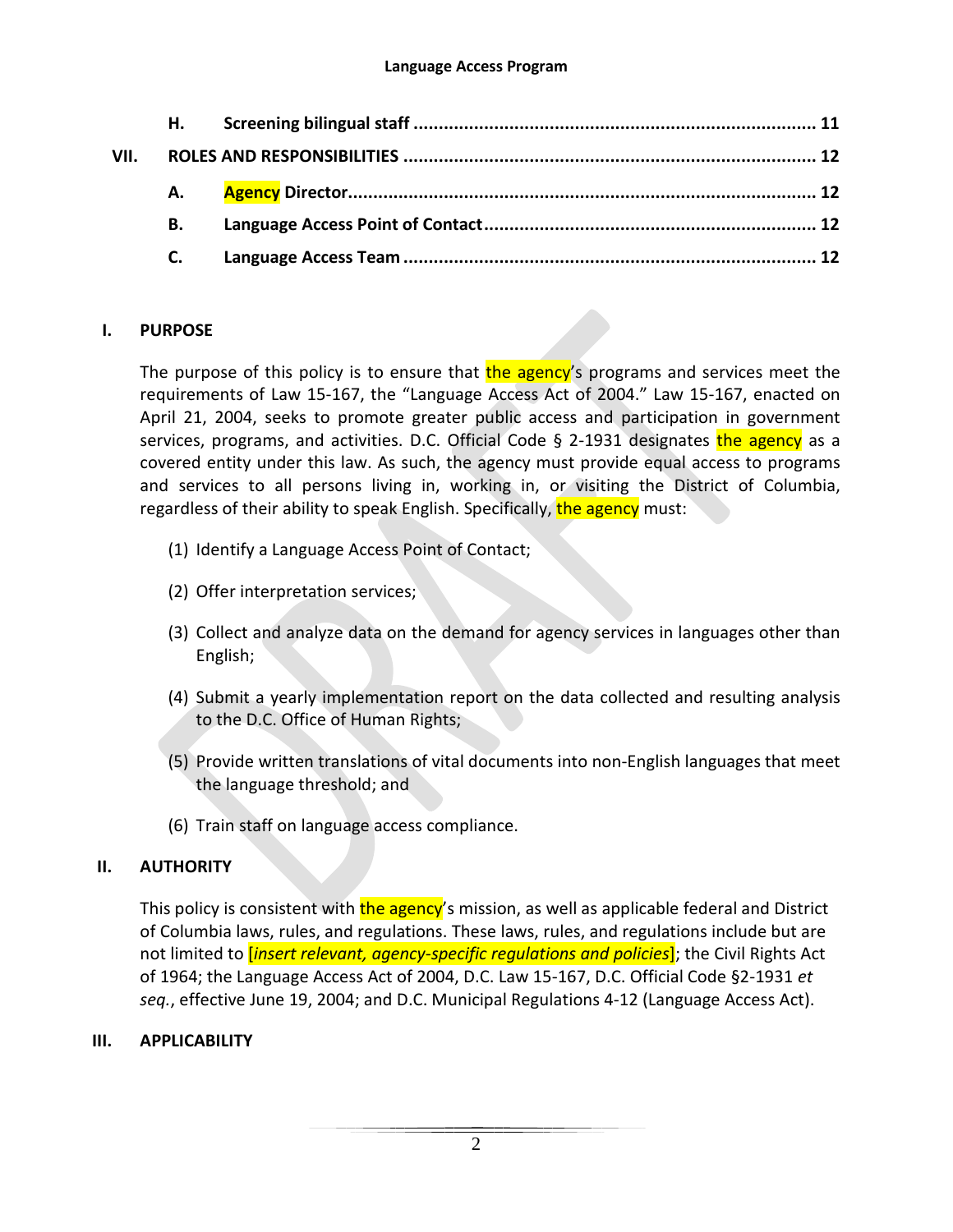| | | |
|---|---|---|
| **H.** | **Screening bilingual staff** | **11** |
| **VII.** | **ROLES AND RESPONSIBILITIES** | **12** |
| **A.** | **Agency Director** | **12** |
| **B.** | **Language Access Point of Contact** | **12** |
| **C.** | **Language Access Team** | **12** |

## I. PURPOSE

The purpose of this policy is to ensure that the agency's programs and services meet the requirements of Law 15-167, the "Language Access Act of 2004." Law 15-167, enacted on April 21, 2004, seeks to promote greater public access and participation in government services, programs, and activities. D.C. Official Code § 2-1931 designates the agency as a covered entity under this law. As such, the agency must provide equal access to programs and services to all persons living in, working in, or visiting the District of Columbia, regardless of their ability to speak English. Specifically, the agency must:

(1) Identify a Language Access Point of Contact;

(2) Offer interpretation services;

(3) Collect and analyze data on the demand for agency services in languages other than English;

(4) Submit a yearly implementation report on the data collected and resulting analysis to the D.C. Office of Human Rights;

(5) Provide written translations of vital documents into non-English languages that meet the language threshold; and

(6) Train staff on language access compliance.

## II. AUTHORITY

This policy is consistent with the agency's mission, as well as applicable federal and District of Columbia laws, rules, and regulations. These laws, rules, and regulations include but are not limited to [*insert relevant, agency-specific regulations and policies*]; the Civil Rights Act of 1964; the Language Access Act of 2004, D.C. Law 15-167, D.C. Official Code §2-1931 *et seq.*, effective June 19, 2004; and D.C. Municipal Regulations 4-12 (Language Access Act).

## III. APPLICABILITY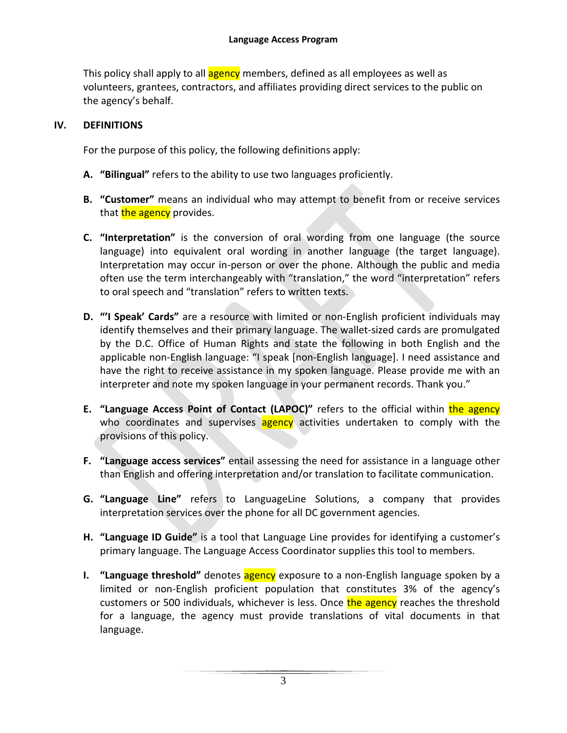This policy shall apply to all agency members, defined as all employees as well as volunteers, grantees, contractors, and affiliates providing direct services to the public on the agency's behalf.

## IV. DEFINITIONS

For the purpose of this policy, the following definitions apply:

A. **"Bilingual"** refers to the ability to use two languages proficiently.

B. **"Customer"** means an individual who may attempt to benefit from or receive services that the agency provides.

C. **"Interpretation"** is the conversion of oral wording from one language (the source language) into equivalent oral wording in another language (the target language). Interpretation may occur in-person or over the phone. Although the public and media often use the term interchangeably with "translation," the word "interpretation" refers to oral speech and "translation" refers to written texts.

D. **"'I Speak' Cards"** are a resource with limited or non-English proficient individuals may identify themselves and their primary language. The wallet-sized cards are promulgated by the D.C. Office of Human Rights and state the following in both English and the applicable non-English language: "I speak [non-English language]. I need assistance and have the right to receive assistance in my spoken language. Please provide me with an interpreter and note my spoken language in your permanent records. Thank you."

E. **"Language Access Point of Contact (LAPOC)"** refers to the official within the agency who coordinates and supervises agency activities undertaken to comply with the provisions of this policy.

F. **"Language access services"** entail assessing the need for assistance in a language other than English and offering interpretation and/or translation to facilitate communication.

G. **"Language Line"** refers to LanguageLine Solutions, a company that provides interpretation services over the phone for all DC government agencies.

H. **"Language ID Guide"** is a tool that Language Line provides for identifying a customer's primary language. The Language Access Coordinator supplies this tool to members.

I. **"Language threshold"** denotes agency exposure to a non-English language spoken by a limited or non-English proficient population that constitutes 3% of the agency's customers or 500 individuals, whichever is less. Once the agency reaches the threshold for a language, the agency must provide translations of vital documents in that language.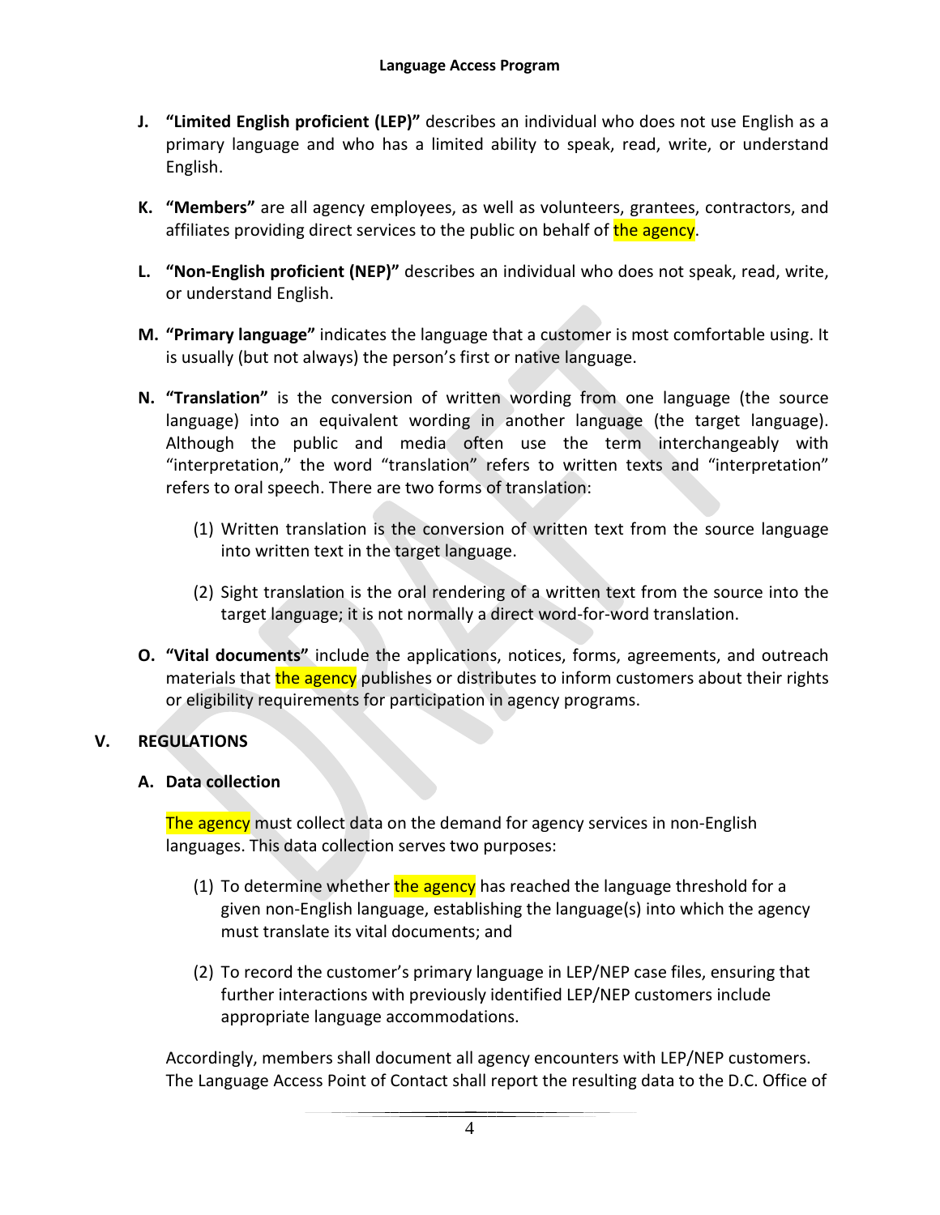**J. "Limited English proficient (LEP)"** describes an individual who does not use English as a primary language and who has a limited ability to speak, read, write, or understand English.

**K. "Members"** are all agency employees, as well as volunteers, grantees, contractors, and affiliates providing direct services to the public on behalf of the agency.

**L. "Non-English proficient (NEP)"** describes an individual who does not speak, read, write, or understand English.

**M. "Primary language"** indicates the language that a customer is most comfortable using. It is usually (but not always) the person's first or native language.

**N. "Translation"** is the conversion of written wording from one language (the source language) into an equivalent wording in another language (the target language). Although the public and media often use the term interchangeably with "interpretation," the word "translation" refers to written texts and "interpretation" refers to oral speech. There are two forms of translation:

(1) Written translation is the conversion of written text from the source language into written text in the target language.

(2) Sight translation is the oral rendering of a written text from the source into the target language; it is not normally a direct word-for-word translation.

**O. "Vital documents"** include the applications, notices, forms, agreements, and outreach materials that the agency publishes or distributes to inform customers about their rights or eligibility requirements for participation in agency programs.

## V. REGULATIONS

### A. Data collection

The agency must collect data on the demand for agency services in non-English languages. This data collection serves two purposes:

(1) To determine whether the agency has reached the language threshold for a given non-English language, establishing the language(s) into which the agency must translate its vital documents; and

(2) To record the customer's primary language in LEP/NEP case files, ensuring that further interactions with previously identified LEP/NEP customers include appropriate language accommodations.

Accordingly, members shall document all agency encounters with LEP/NEP customers. The Language Access Point of Contact shall report the resulting data to the D.C. Office of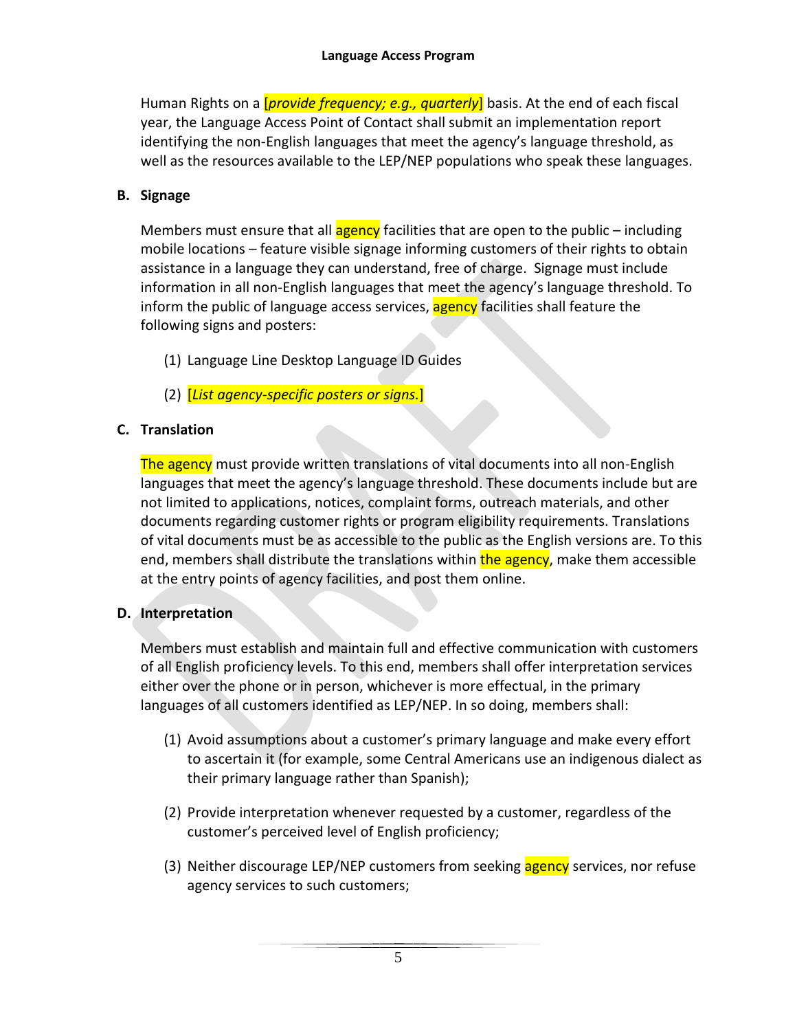Human Rights on a [*provide frequency; e.g., quarterly*] basis. At the end of each fiscal year, the Language Access Point of Contact shall submit an implementation report identifying the non-English languages that meet the agency's language threshold, as well as the resources available to the LEP/NEP populations who speak these languages.

**B. Signage**

Members must ensure that all agency facilities that are open to the public – including mobile locations – feature visible signage informing customers of their rights to obtain assistance in a language they can understand, free of charge. Signage must include information in all non-English languages that meet the agency's language threshold. To inform the public of language access services, agency facilities shall feature the following signs and posters:

(1) Language Line Desktop Language ID Guides

(2) [*List agency-specific posters or signs.*]

**C. Translation**

The agency must provide written translations of vital documents into all non-English languages that meet the agency's language threshold. These documents include but are not limited to applications, notices, complaint forms, outreach materials, and other documents regarding customer rights or program eligibility requirements. Translations of vital documents must be as accessible to the public as the English versions are. To this end, members shall distribute the translations within the agency, make them accessible at the entry points of agency facilities, and post them online.

**D. Interpretation**

Members must establish and maintain full and effective communication with customers of all English proficiency levels. To this end, members shall offer interpretation services either over the phone or in person, whichever is more effectual, in the primary languages of all customers identified as LEP/NEP. In so doing, members shall:

(1) Avoid assumptions about a customer's primary language and make every effort to ascertain it (for example, some Central Americans use an indigenous dialect as their primary language rather than Spanish);

(2) Provide interpretation whenever requested by a customer, regardless of the customer's perceived level of English proficiency;

(3) Neither discourage LEP/NEP customers from seeking agency services, nor refuse agency services to such customers;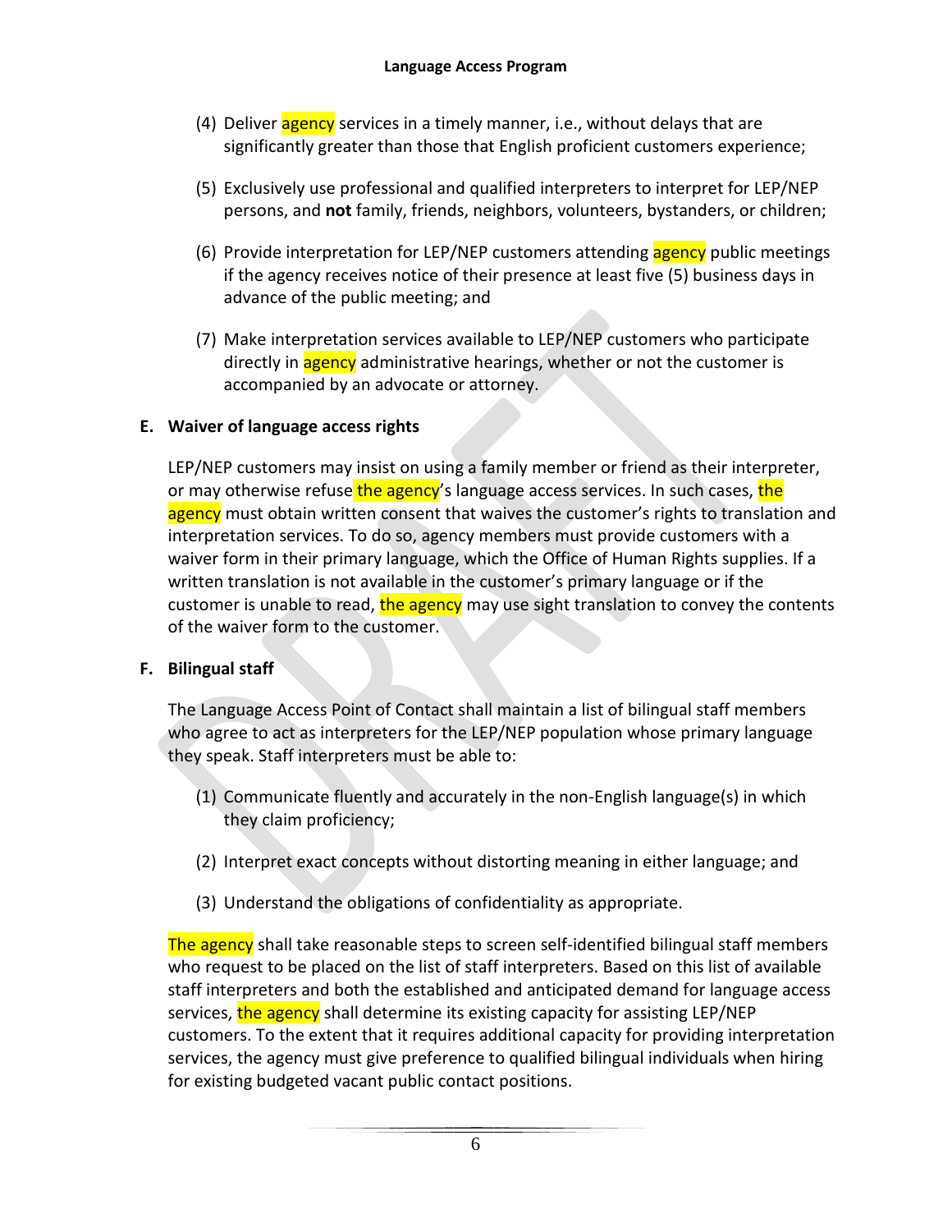(4) Deliver agency services in a timely manner, i.e., without delays that are significantly greater than those that English proficient customers experience;

(5) Exclusively use professional and qualified interpreters to interpret for LEP/NEP persons, and **not** family, friends, neighbors, volunteers, bystanders, or children;

(6) Provide interpretation for LEP/NEP customers attending agency public meetings if the agency receives notice of their presence at least five (5) business days in advance of the public meeting; and

(7) Make interpretation services available to LEP/NEP customers who participate directly in agency administrative hearings, whether or not the customer is accompanied by an advocate or attorney.

**E. Waiver of language access rights**

LEP/NEP customers may insist on using a family member or friend as their interpreter, or may otherwise refuse the agency's language access services. In such cases, the agency must obtain written consent that waives the customer's rights to translation and interpretation services. To do so, agency members must provide customers with a waiver form in their primary language, which the Office of Human Rights supplies. If a written translation is not available in the customer's primary language or if the customer is unable to read, the agency may use sight translation to convey the contents of the waiver form to the customer.

**F. Bilingual staff**

The Language Access Point of Contact shall maintain a list of bilingual staff members who agree to act as interpreters for the LEP/NEP population whose primary language they speak. Staff interpreters must be able to:

(1) Communicate fluently and accurately in the non-English language(s) in which they claim proficiency;

(2) Interpret exact concepts without distorting meaning in either language; and

(3) Understand the obligations of confidentiality as appropriate.

The agency shall take reasonable steps to screen self-identified bilingual staff members who request to be placed on the list of staff interpreters. Based on this list of available staff interpreters and both the established and anticipated demand for language access services, the agency shall determine its existing capacity for assisting LEP/NEP customers. To the extent that it requires additional capacity for providing interpretation services, the agency must give preference to qualified bilingual individuals when hiring for existing budgeted vacant public contact positions.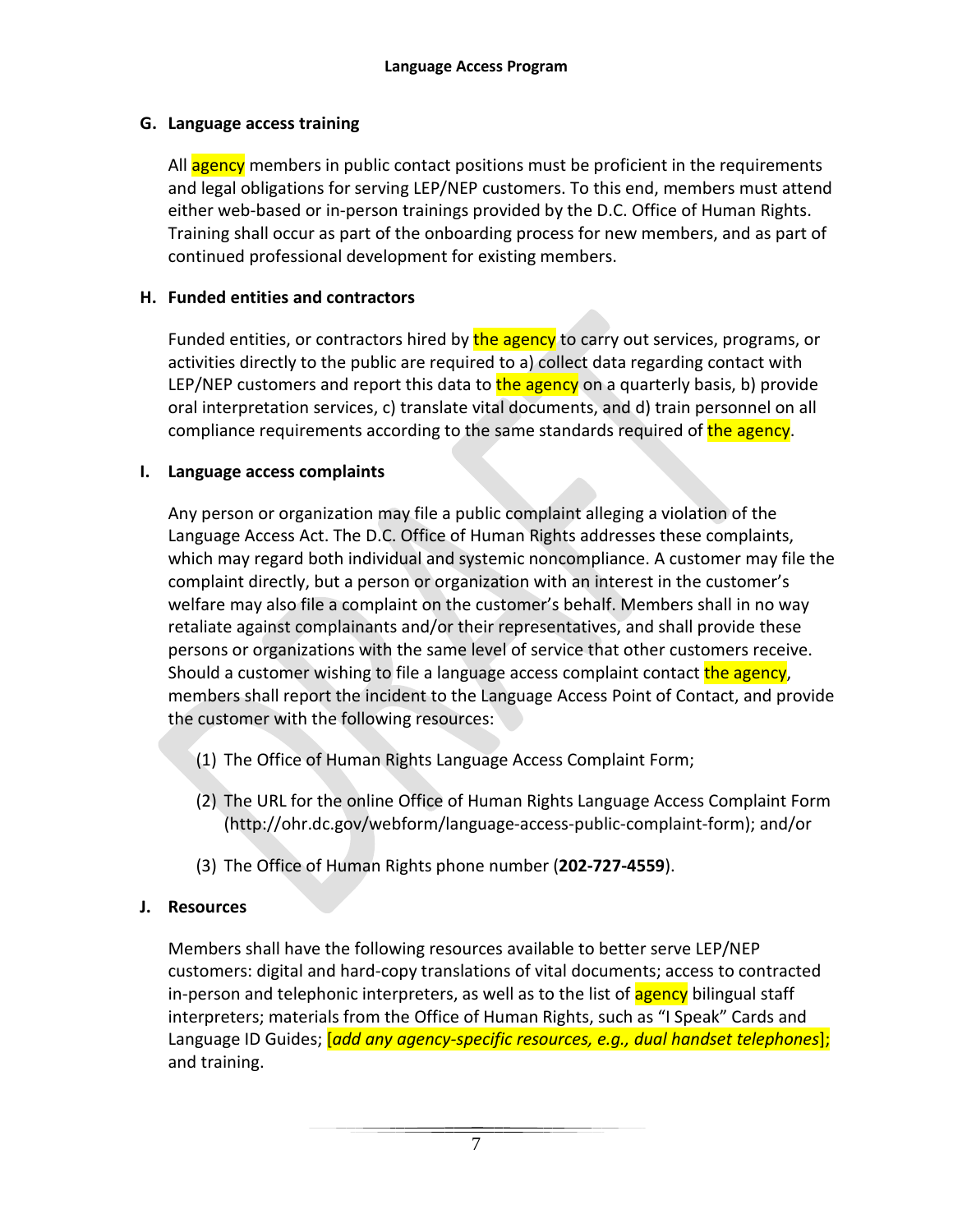### G. Language access training

All agency members in public contact positions must be proficient in the requirements and legal obligations for serving LEP/NEP customers. To this end, members must attend either web-based or in-person trainings provided by the D.C. Office of Human Rights. Training shall occur as part of the onboarding process for new members, and as part of continued professional development for existing members.

### H. Funded entities and contractors

Funded entities, or contractors hired by the agency to carry out services, programs, or activities directly to the public are required to a) collect data regarding contact with LEP/NEP customers and report this data to the agency on a quarterly basis, b) provide oral interpretation services, c) translate vital documents, and d) train personnel on all compliance requirements according to the same standards required of the agency.

### I. Language access complaints

Any person or organization may file a public complaint alleging a violation of the Language Access Act. The D.C. Office of Human Rights addresses these complaints, which may regard both individual and systemic noncompliance. A customer may file the complaint directly, but a person or organization with an interest in the customer's welfare may also file a complaint on the customer's behalf. Members shall in no way retaliate against complainants and/or their representatives, and shall provide these persons or organizations with the same level of service that other customers receive. Should a customer wishing to file a language access complaint contact the agency, members shall report the incident to the Language Access Point of Contact, and provide the customer with the following resources:

(1) The Office of Human Rights Language Access Complaint Form;

(2) The URL for the online Office of Human Rights Language Access Complaint Form (http://ohr.dc.gov/webform/language-access-public-complaint-form); and/or

(3) The Office of Human Rights phone number (**202-727-4559**).

### J. Resources

Members shall have the following resources available to better serve LEP/NEP customers: digital and hard-copy translations of vital documents; access to contracted in-person and telephonic interpreters, as well as to the list of agency bilingual staff interpreters; materials from the Office of Human Rights, such as "I Speak" Cards and Language ID Guides; [*add any agency-specific resources, e.g., dual handset telephones*]; and training.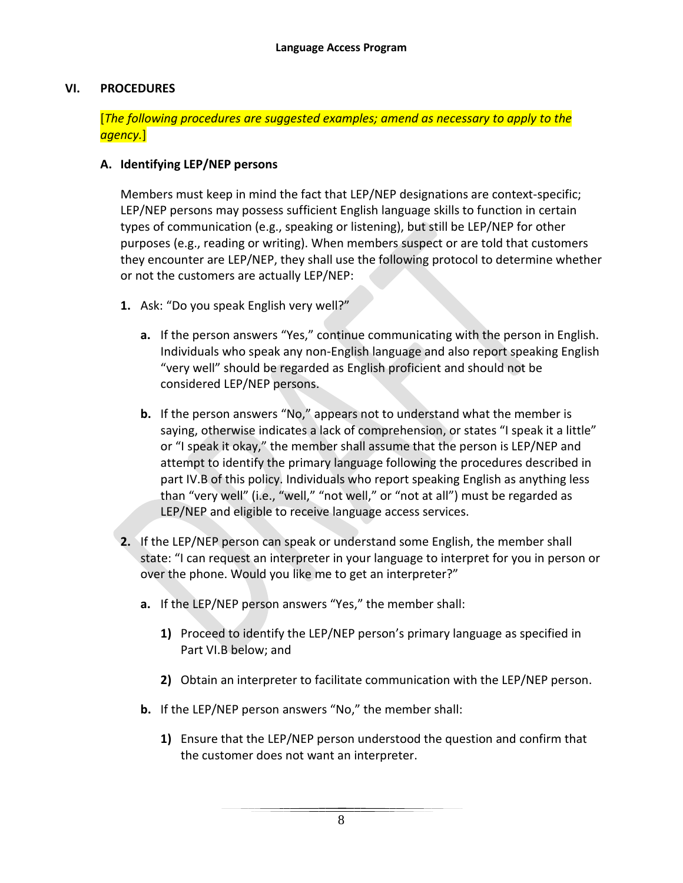## VI. PROCEDURES

[*The following procedures are suggested examples; amend as necessary to apply to the agency.*]

### A. Identifying LEP/NEP persons

Members must keep in mind the fact that LEP/NEP designations are context-specific; LEP/NEP persons may possess sufficient English language skills to function in certain types of communication (e.g., speaking or listening), but still be LEP/NEP for other purposes (e.g., reading or writing). When members suspect or are told that customers they encounter are LEP/NEP, they shall use the following protocol to determine whether or not the customers are actually LEP/NEP:

**1.** Ask: "Do you speak English very well?"

   **a.** If the person answers "Yes," continue communicating with the person in English. Individuals who speak any non-English language and also report speaking English "very well" should be regarded as English proficient and should not be considered LEP/NEP persons.

   **b.** If the person answers "No," appears not to understand what the member is saying, otherwise indicates a lack of comprehension, or states "I speak it a little" or "I speak it okay," the member shall assume that the person is LEP/NEP and attempt to identify the primary language following the procedures described in part IV.B of this policy. Individuals who report speaking English as anything less than "very well" (i.e., "well," "not well," or "not at all") must be regarded as LEP/NEP and eligible to receive language access services.

**2.** If the LEP/NEP person can speak or understand some English, the member shall state: "I can request an interpreter in your language to interpret for you in person or over the phone. Would you like me to get an interpreter?"

   **a.** If the LEP/NEP person answers "Yes," the member shall:

      **1)** Proceed to identify the LEP/NEP person's primary language as specified in Part VI.B below; and

      **2)** Obtain an interpreter to facilitate communication with the LEP/NEP person.

   **b.** If the LEP/NEP person answers "No," the member shall:

      **1)** Ensure that the LEP/NEP person understood the question and confirm that the customer does not want an interpreter.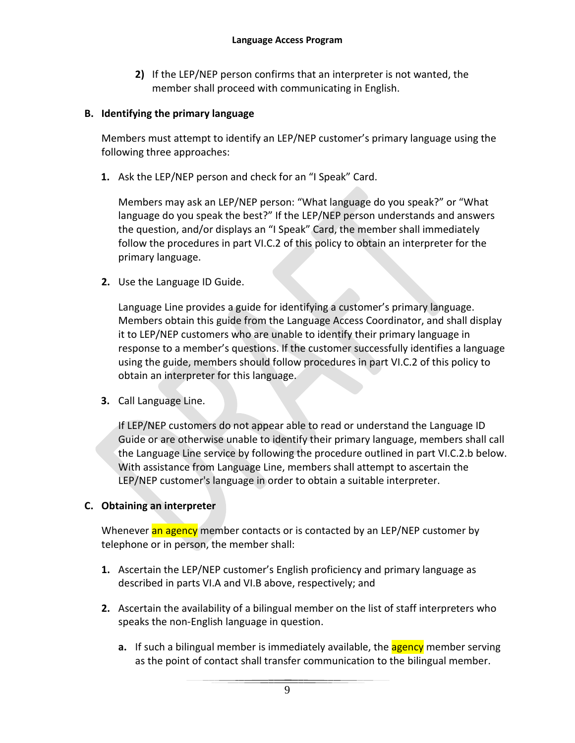2) If the LEP/NEP person confirms that an interpreter is not wanted, the member shall proceed with communicating in English.

**B. Identifying the primary language**

Members must attempt to identify an LEP/NEP customer's primary language using the following three approaches:

**1.** Ask the LEP/NEP person and check for an "I Speak" Card.

Members may ask an LEP/NEP person: "What language do you speak?" or "What language do you speak the best?" If the LEP/NEP person understands and answers the question, and/or displays an "I Speak" Card, the member shall immediately follow the procedures in part VI.C.2 of this policy to obtain an interpreter for the primary language.

**2.** Use the Language ID Guide.

Language Line provides a guide for identifying a customer's primary language. Members obtain this guide from the Language Access Coordinator, and shall display it to LEP/NEP customers who are unable to identify their primary language in response to a member's questions. If the customer successfully identifies a language using the guide, members should follow procedures in part VI.C.2 of this policy to obtain an interpreter for this language.

**3.** Call Language Line.

If LEP/NEP customers do not appear able to read or understand the Language ID Guide or are otherwise unable to identify their primary language, members shall call the Language Line service by following the procedure outlined in part VI.C.2.b below. With assistance from Language Line, members shall attempt to ascertain the LEP/NEP customer's language in order to obtain a suitable interpreter.

**C. Obtaining an interpreter**

Whenever an agency member contacts or is contacted by an LEP/NEP customer by telephone or in person, the member shall:

**1.** Ascertain the LEP/NEP customer's English proficiency and primary language as described in parts VI.A and VI.B above, respectively; and

**2.** Ascertain the availability of a bilingual member on the list of staff interpreters who speaks the non-English language in question.

**a.** If such a bilingual member is immediately available, the agency member serving as the point of contact shall transfer communication to the bilingual member.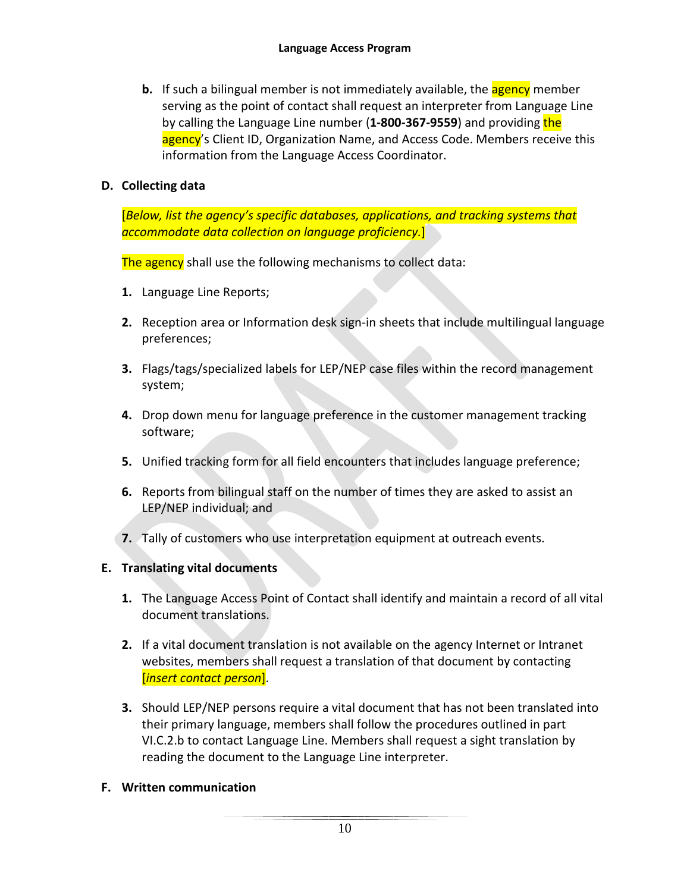**b.** If such a bilingual member is not immediately available, the agency member serving as the point of contact shall request an interpreter from Language Line by calling the Language Line number (**1-800-367-9559**) and providing the agency's Client ID, Organization Name, and Access Code. Members receive this information from the Language Access Coordinator.

### D. Collecting data

[*Below, list the agency's specific databases, applications, and tracking systems that accommodate data collection on language proficiency.*]

The agency shall use the following mechanisms to collect data:

1. Language Line Reports;
2. Reception area or Information desk sign-in sheets that include multilingual language preferences;
3. Flags/tags/specialized labels for LEP/NEP case files within the record management system;
4. Drop down menu for language preference in the customer management tracking software;
5. Unified tracking form for all field encounters that includes language preference;
6. Reports from bilingual staff on the number of times they are asked to assist an LEP/NEP individual; and
7. Tally of customers who use interpretation equipment at outreach events.

### E. Translating vital documents

1. The Language Access Point of Contact shall identify and maintain a record of all vital document translations.
2. If a vital document translation is not available on the agency Internet or Intranet websites, members shall request a translation of that document by contacting [*insert contact person*].
3. Should LEP/NEP persons require a vital document that has not been translated into their primary language, members shall follow the procedures outlined in part VI.C.2.b to contact Language Line. Members shall request a sight translation by reading the document to the Language Line interpreter.

### F. Written communication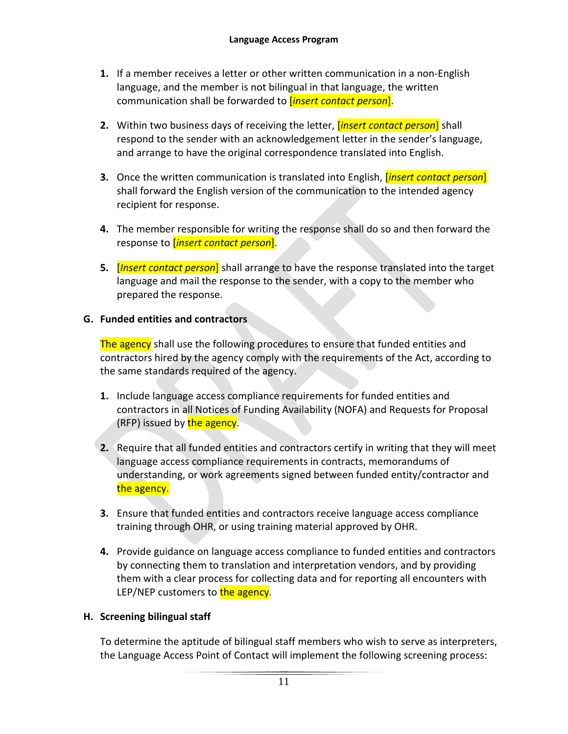1. If a member receives a letter or other written communication in a non-English language, and the member is not bilingual in that language, the written communication shall be forwarded to [*insert contact person*].

2. Within two business days of receiving the letter, [*insert contact person*] shall respond to the sender with an acknowledgement letter in the sender's language, and arrange to have the original correspondence translated into English.

3. Once the written communication is translated into English, [*insert contact person*] shall forward the English version of the communication to the intended agency recipient for response.

4. The member responsible for writing the response shall do so and then forward the response to [*insert contact person*].

5. [*Insert contact person*] shall arrange to have the response translated into the target language and mail the response to the sender, with a copy to the member who prepared the response.

**G. Funded entities and contractors**

The agency shall use the following procedures to ensure that funded entities and contractors hired by the agency comply with the requirements of the Act, according to the same standards required of the agency.

1. Include language access compliance requirements for funded entities and contractors in all Notices of Funding Availability (NOFA) and Requests for Proposal (RFP) issued by the agency.

2. Require that all funded entities and contractors certify in writing that they will meet language access compliance requirements in contracts, memorandums of understanding, or work agreements signed between funded entity/contractor and the agency.

3. Ensure that funded entities and contractors receive language access compliance training through OHR, or using training material approved by OHR.

4. Provide guidance on language access compliance to funded entities and contractors by connecting them to translation and interpretation vendors, and by providing them with a clear process for collecting data and for reporting all encounters with LEP/NEP customers to the agency.

**H. Screening bilingual staff**

To determine the aptitude of bilingual staff members who wish to serve as interpreters, the Language Access Point of Contact will implement the following screening process: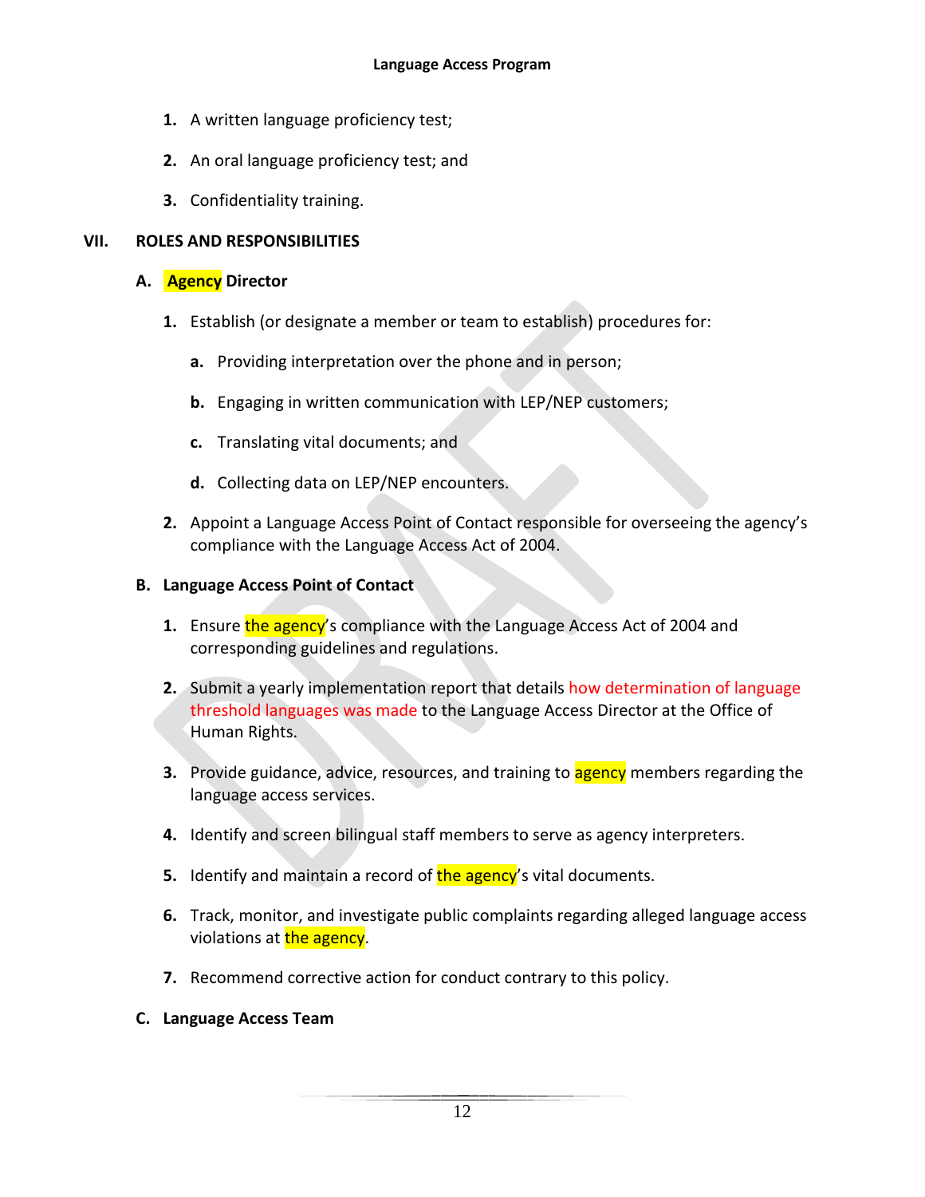1. A written language proficiency test;

2. An oral language proficiency test; and

3. Confidentiality training.

## VII. ROLES AND RESPONSIBILITIES

### A. Agency Director

1. Establish (or designate a member or team to establish) procedures for:

   a. Providing interpretation over the phone and in person;

   b. Engaging in written communication with LEP/NEP customers;

   c. Translating vital documents; and

   d. Collecting data on LEP/NEP encounters.

2. Appoint a Language Access Point of Contact responsible for overseeing the agency's compliance with the Language Access Act of 2004.

### B. Language Access Point of Contact

1. Ensure the agency's compliance with the Language Access Act of 2004 and corresponding guidelines and regulations.

2. Submit a yearly implementation report that details how determination of language threshold languages was made to the Language Access Director at the Office of Human Rights.

3. Provide guidance, advice, resources, and training to agency members regarding the language access services.

4. Identify and screen bilingual staff members to serve as agency interpreters.

5. Identify and maintain a record of the agency's vital documents.

6. Track, monitor, and investigate public complaints regarding alleged language access violations at the agency.

7. Recommend corrective action for conduct contrary to this policy.

### C. Language Access Team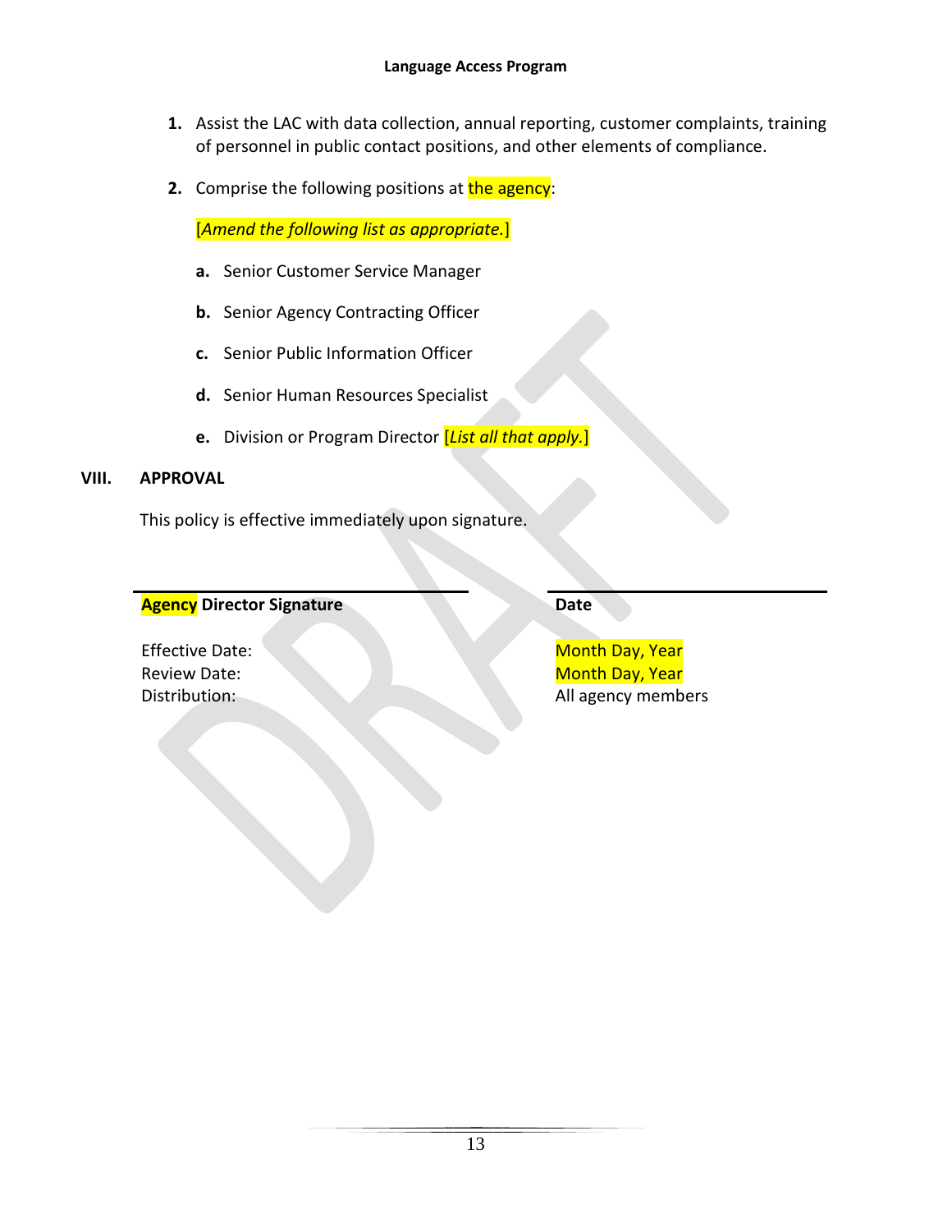1. Assist the LAC with data collection, annual reporting, customer complaints, training of personnel in public contact positions, and other elements of compliance.

2. Comprise the following positions at the agency:

   [*Amend the following list as appropriate.*]

   a. Senior Customer Service Manager

   b. Senior Agency Contracting Officer

   c. Senior Public Information Officer

   d. Senior Human Resources Specialist

   e. Division or Program Director [*List all that apply.*]

## VIII. APPROVAL

This policy is effective immediately upon signature.

| **Agency Director Signature** | **Date** |
|---|---|
| Effective Date: | Month Day, Year |
| Review Date: | Month Day, Year |
| Distribution: | All agency members |